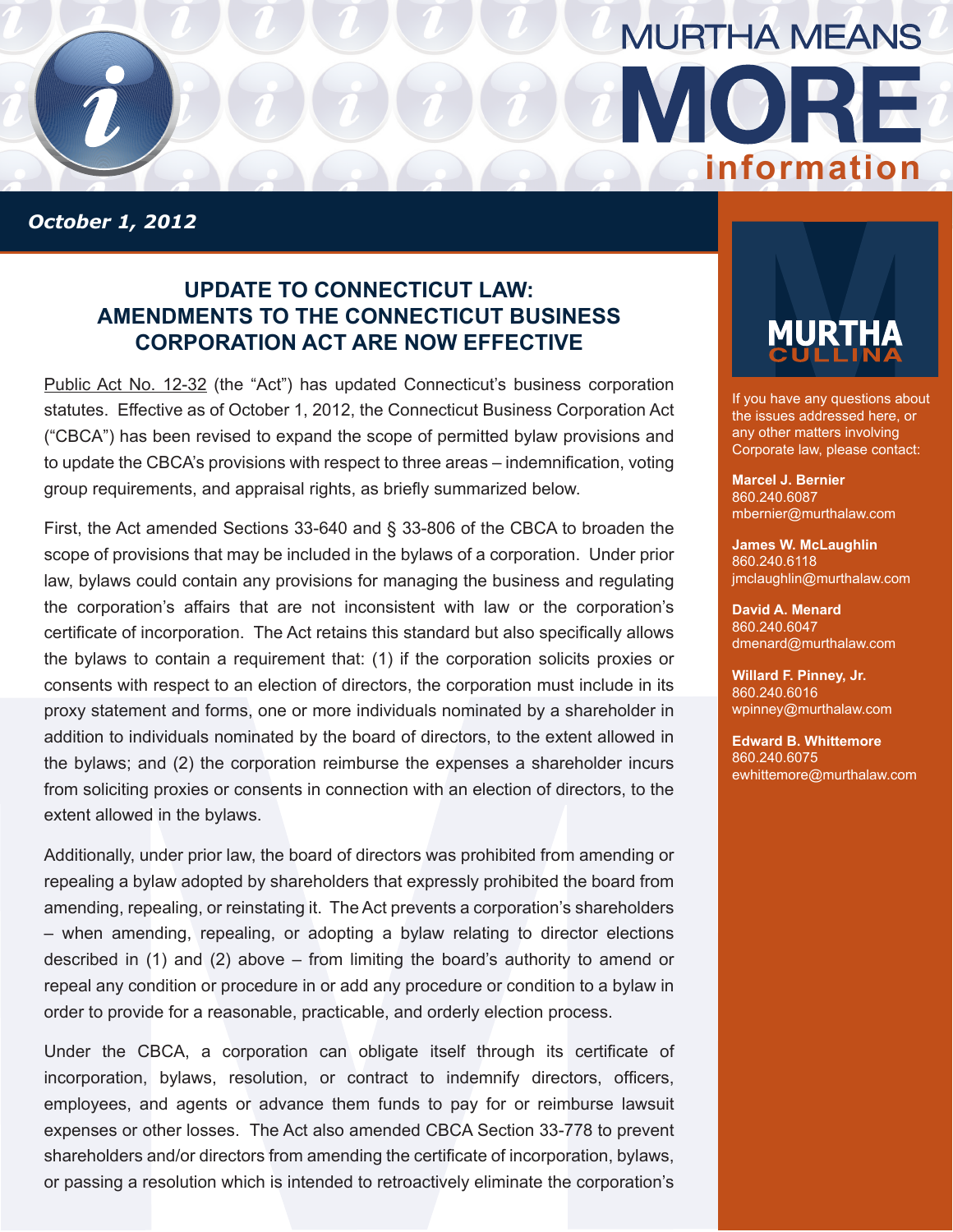MURTHA MEANS **MORE** information

*October 1, 2012*

## UPDATE TO CONNECTICUT LAW: AMENDMENTS TO THE CONNECTICUT BUSINESS CORPORATION ACT ARE NOW EFFECTIVE

Public Act No. 12-32 (the "Act") has updated Connecticut's business corporation statutes. Effective as of October 1, 2012, the Connecticut Business Corporation Act ("CBCA") has been revised to expand the scope of permitted bylaw provisions and to update the CBCA's provisions with respect to three areas – indemnification, voting group requirements, and appraisal rights, as briefly summarized below.

First, the Act amended Sections 33-640 and § 33-806 of the CBCA to broaden the scope of provisions that may be included in the bylaws of a corporation. Under prior law, bylaws could contain any provisions for managing the business and regulating the corporation's affairs that are not inconsistent with law or the corporation's certificate of incorporation. The Act retains this standard but also specifically allows the bylaws to contain a requirement that: (1) if the corporation solicits proxies or consents with respect to an election of directors, the corporation must include in its proxy statement and forms, one or more individuals nominated by a shareholder in addition to individuals nominated by the board of directors, to the extent allowed in the bylaws; and (2) the corporation reimburse the expenses a shareholder incurs from soliciting proxies or consents in connection with an election of directors, to the extent allowed in the bylaws.

Additionally, under prior law, the board of directors was prohibited from amending or repealing a bylaw adopted by shareholders that expressly prohibited the board from amending, repealing, or reinstating it. The Act prevents a corporation's shareholders – when amending, repealing, or adopting a bylaw relating to director elections described in (1) and (2) above – from limiting the board's authority to amend or repeal any condition or procedure in or add any procedure or condition to a bylaw in order to provide for a reasonable, practicable, and orderly election process.

Under the CBCA, a corporation can obligate itself through its certificate of incorporation, bylaws, resolution, or contract to indemnify directors, officers, employees, and agents or advance them funds to pay for or reimburse lawsuit expenses or other losses. The Act also amended CBCA Section 33-778 to prevent shareholders and/or directors from amending the certificate of incorporation, bylaws, or passing a resolution which is intended to retroactively eliminate the corporation's

---

**MURTHA CULLINA**

If you have any questions about the issues addressed here, or any other matters involving Corporate law, please contact:

**Marcel J. Bernier**
860.240.6087
mbernier@murthalaw.com

**James W. McLaughlin**
860.240.6118
jmclaughlin@murthalaw.com

**David A. Menard**
860.240.6047
dmenard@murthalaw.com

**Willard F. Pinney, Jr.**
860.240.6016
wpinney@murthalaw.com

**Edward B. Whittemore**
860.240.6075
ewhittemore@murthalaw.com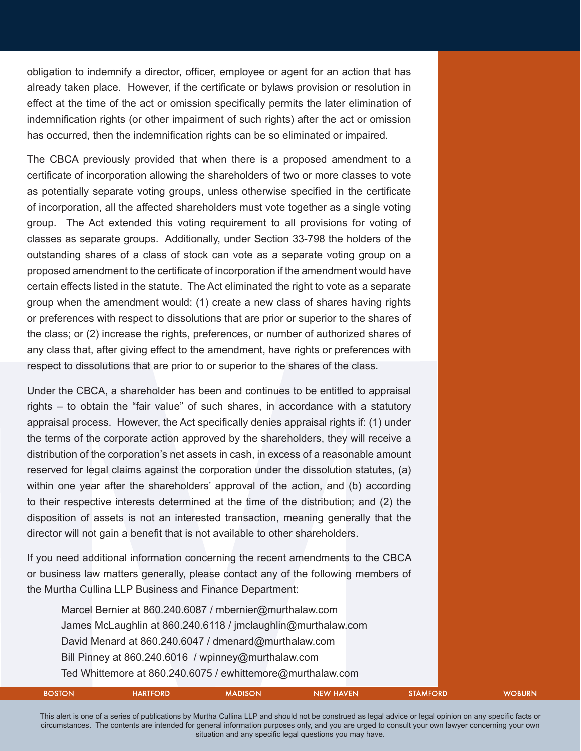obligation to indemnify a director, officer, employee or agent for an action that has already taken place. However, if the certificate or bylaws provision or resolution in effect at the time of the act or omission specifically permits the later elimination of indemnification rights (or other impairment of such rights) after the act or omission has occurred, then the indemnification rights can be so eliminated or impaired.

The CBCA previously provided that when there is a proposed amendment to a certificate of incorporation allowing the shareholders of two or more classes to vote as potentially separate voting groups, unless otherwise specified in the certificate of incorporation, all the affected shareholders must vote together as a single voting group. The Act extended this voting requirement to all provisions for voting of classes as separate groups. Additionally, under Section 33-798 the holders of the outstanding shares of a class of stock can vote as a separate voting group on a proposed amendment to the certificate of incorporation if the amendment would have certain effects listed in the statute. The Act eliminated the right to vote as a separate group when the amendment would: (1) create a new class of shares having rights or preferences with respect to dissolutions that are prior or superior to the shares of the class; or (2) increase the rights, preferences, or number of authorized shares of any class that, after giving effect to the amendment, have rights or preferences with respect to dissolutions that are prior to or superior to the shares of the class.

Under the CBCA, a shareholder has been and continues to be entitled to appraisal rights – to obtain the "fair value" of such shares, in accordance with a statutory appraisal process. However, the Act specifically denies appraisal rights if: (1) under the terms of the corporate action approved by the shareholders, they will receive a distribution of the corporation's net assets in cash, in excess of a reasonable amount reserved for legal claims against the corporation under the dissolution statutes, (a) within one year after the shareholders' approval of the action, and (b) according to their respective interests determined at the time of the distribution; and (2) the disposition of assets is not an interested transaction, meaning generally that the director will not gain a benefit that is not available to other shareholders.

If you need additional information concerning the recent amendments to the CBCA or business law matters generally, please contact any of the following members of the Murtha Cullina LLP Business and Finance Department:

Marcel Bernier at 860.240.6087 / mbernier@murthalaw.com  
James McLaughlin at 860.240.6118 / jmclaughlin@murthalaw.com  
David Menard at 860.240.6047 / dmenard@murthalaw.com  
Bill Pinney at 860.240.6016 / wpinney@murthalaw.com  
Ted Whittemore at 860.240.6075 / ewhittemore@murthalaw.com

BOSTON HARTFORD MADISON NEW HAVEN STAMFORD WOBURN

This alert is one of a series of publications by Murtha Cullina LLP and should not be construed as legal advice or legal opinion on any specific facts or circumstances. The contents are intended for general information purposes only, and you are urged to consult your own lawyer concerning your own situation and any specific legal questions you may have.